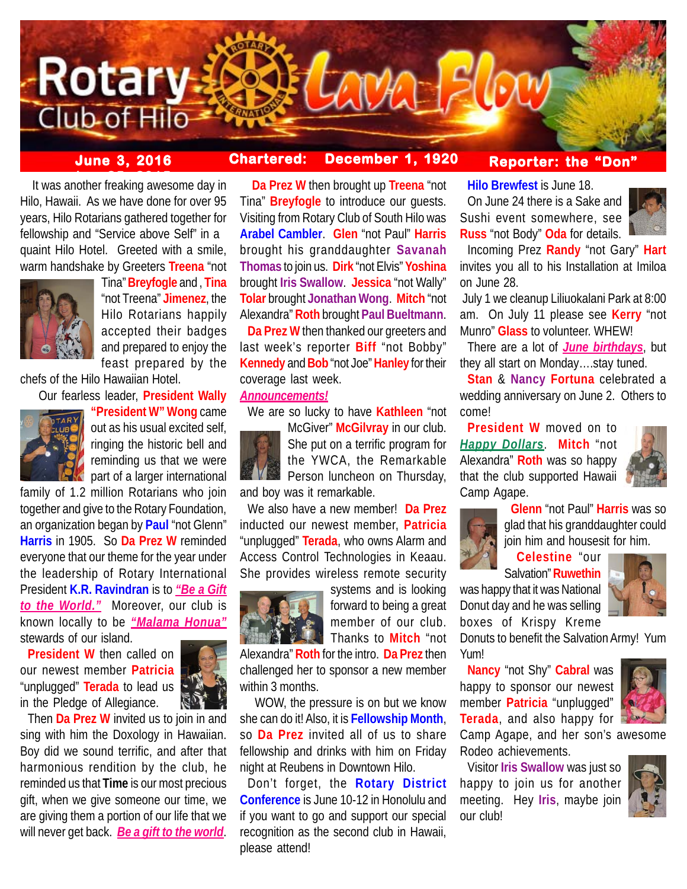# Rotary Club of Hilo Lava Flow

**June 3, 2016** **Chartered: December 1, 1920** **Reporter: the "Don"**

It was another freaking awesome day in Hilo, Hawaii. As we have done for over 95 years, Hilo Rotarians gathered together for fellowship and "Service above Self" in a quaint Hilo Hotel. Greeted with a smile, warm handshake by Greeters **Treena** "not Tina" **Breyfogle** and , **Tina** "not Treena" **Jimenez**, the Hilo Rotarians happily accepted their badges and prepared to enjoy the feast prepared by the chefs of the Hilo Hawaiian Hotel.

Our fearless leader, **President Wally "President W" Wong** came out as his usual excited self, ringing the historic bell and reminding us that we were part of a larger international family of 1.2 million Rotarians who join together and give to the Rotary Foundation, an organization began by **Paul** "not Glenn" **Harris** in 1905. So **Da Prez W** reminded everyone that our theme for the year under the leadership of Rotary International President **K.R. Ravindran** is to ***"Be a Gift to the World."*** Moreover, our club is known locally to be ***"Malama Honua"*** stewards of our island.

**President W** then called on our newest member **Patricia** "unplugged" **Terada** to lead us in the Pledge of Allegiance.

Then **Da Prez W** invited us to join in and sing with him the Doxology in Hawaiian. Boy did we sound terrific, and after that harmonious rendition by the club, he reminded us that **Time** is our most precious gift, when we give someone our time, we are giving them a portion of our life that we will never get back. ***Be a gift to the world***.

**Da Prez W** then brought up **Treena** "not Tina" **Breyfogle** to introduce our guests. Visiting from Rotary Club of South Hilo was **Arabel Cambler**. **Glen** "not Paul" **Harris** brought his granddaughter **Savanah Thomas** to join us. **Dirk** "not Elvis" **Yoshina** brought **Iris Swallow**. **Jessica** "not Wally" **Tolar** brought **Jonathan Wong**. **Mitch** "not Alexandra" **Roth** brought **Paul Bueltmann**.

**Da Prez W** then thanked our greeters and last week's reporter **Biff** "not Bobby" **Kennedy** and **Bob** "not Joe" **Hanley** for their coverage last week.

***Announcements!***

We are so lucky to have **Kathleen** "not McGiver" **McGilvray** in our club. She put on a terrific program for the YWCA, the Remarkable Person luncheon on Thursday, and boy was it remarkable.

We also have a new member! **Da Prez** inducted our newest member, **Patricia** "unplugged" **Terada**, who owns Alarm and Access Control Technologies in Keaau. She provides wireless remote security systems and is looking forward to being a great member of our club. Thanks to **Mitch** "not Alexandra" **Roth** for the intro. **Da Prez** then challenged her to sponsor a new member within 3 months.

WOW, the pressure is on but we know she can do it! Also, it is **Fellowship Month**, so **Da Prez** invited all of us to share fellowship and drinks with him on Friday night at Reubens in Downtown Hilo.

Don't forget, the **Rotary District Conference** is June 10-12 in Honolulu and if you want to go and support our special recognition as the second club in Hawaii, please attend!

**Hilo Brewfest** is June 18.

On June 24 there is a Sake and Sushi event somewhere, see **Russ** "not Body" **Oda** for details.

Incoming Prez **Randy** "not Gary" **Hart** invites you all to his Installation at Imiloa on June 28.

July 1 we cleanup Liliuokalani Park at 8:00 am. On July 11 please see **Kerry** "not Munro" **Glass** to volunteer. WHEW!

There are a lot of ***June birthdays***, but they all start on Monday....stay tuned.

**Stan** & **Nancy Fortuna** celebrated a wedding anniversary on June 2. Others to come!

**President W** moved on to ***Happy Dollars***. **Mitch** "not Alexandra" **Roth** was so happy that the club supported Hawaii Camp Agape.

**Glenn** "not Paul" **Harris** was so glad that his granddaughter could join him and housesit for him.

**Celestine** "our Salvation" **Ruwethin** was happy that it was National Donut day and he was selling boxes of Krispy Kreme Donuts to benefit the Salvation Army! Yum Yum!

**Nancy** "not Shy" **Cabral** was happy to sponsor our newest member **Patricia** "unplugged" **Terada**, and also happy for Camp Agape, and her son's awesome Rodeo achievements.

Visitor **Iris Swallow** was just so happy to join us for another meeting. Hey **Iris**, maybe join our club!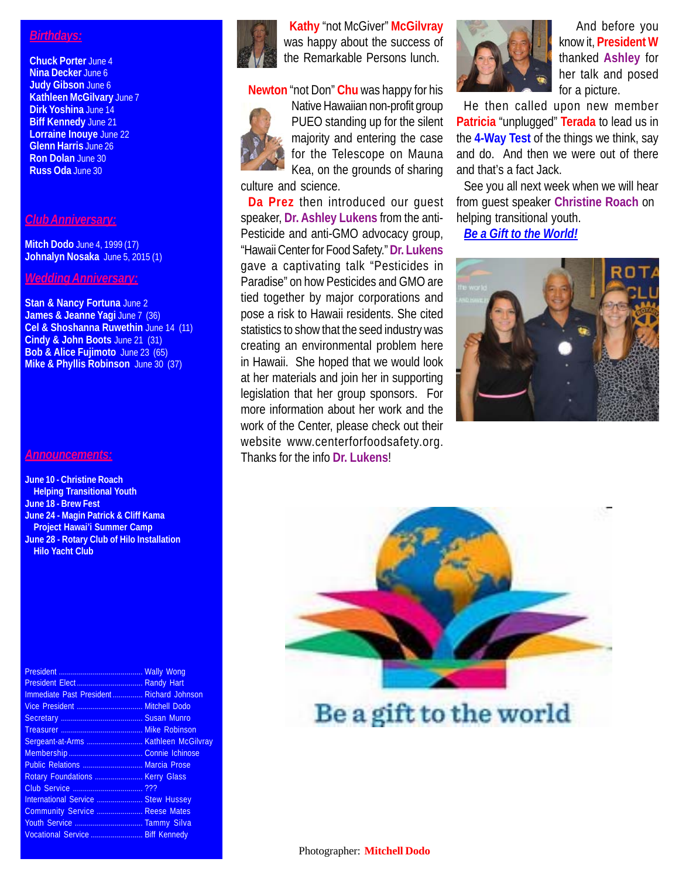## *Birthdays:*

**Chuck Porter** June 4
**Nina Decker** June 6
**Judy Gibson** June 6
**Kathleen McGilvary** June 7
**Dirk Yoshina** June 14
**Biff Kennedy** June 21
**Lorraine Inouye** June 22
**Glenn Harris** June 26
**Ron Dolan** June 30
**Russ Oda** June 30

## *Club Anniversary:*

**Mitch Dodo** June 4, 1999 (17)
**Johnalyn Nosaka** June 5, 2015 (1)

## *Wedding Anniversary:*

**Stan & Nancy Fortuna** June 2
**James & Jeanne Yagi** June 7 (36)
**Cel & Shoshanna Ruwethin** June 14 (11)
**Cindy & John Boots** June 21 (31)
**Bob & Alice Fujimoto** June 23 (65)
**Mike & Phyllis Robinson** June 30 (37)

## *Announcements:*

**June 10 - Christine Roach**
**Helping Transitional Youth**
**June 18 - Brew Fest**
**June 24 - Magin Patrick & Cliff Kama**
**Project Hawai'i Summer Camp**
**June 28 - Rotary Club of Hilo Installation**
**Hilo Yacht Club**

| | |
|---|---|
| President | Wally Wong |
| President Elect | Randy Hart |
| Immediate Past President | Richard Johnson |
| Vice President | Mitchell Dodo |
| Secretary | Susan Munro |
| Treasurer | Mike Robinson |
| Sergeant-at-Arms | Kathleen McGilvray |
| Membership | Connie Ichinose |
| Public Relations | Marcia Prose |
| Rotary Foundations | Kerry Glass |
| Club Service | ??? |
| International Service | Stew Hussey |
| Community Service | Reese Mates |
| Youth Service | Tammy Silva |
| Vocational Service | Biff Kennedy |

**Kathy** "not McGiver" **McGilvray** was happy about the success of the Remarkable Persons lunch.

**Newton** "not Don" **Chu** was happy for his Native Hawaiian non-profit group PUEO standing up for the silent majority and entering the case for the Telescope on Mauna Kea, on the grounds of sharing culture and science.

**Da Prez** then introduced our guest speaker, **Dr. Ashley Lukens** from the anti-Pesticide and anti-GMO advocacy group, "Hawaii Center for Food Safety." **Dr. Lukens** gave a captivating talk "Pesticides in Paradise" on how Pesticides and GMO are tied together by major corporations and pose a risk to Hawaii residents. She cited statistics to show that the seed industry was creating an environmental problem here in Hawaii. She hoped that we would look at her materials and join her in supporting legislation that her group sponsors. For more information about her work and the work of the Center, please check out their website www.centerforfoodsafety.org. Thanks for the info **Dr. Lukens**!

And before you know it, **President W** thanked **Ashley** for her talk and posed for a picture.

He then called upon new member **Patricia** "unplugged" **Terada** to lead us in the **4-Way Test** of the things we think, say and do. And then we were out of there and that's a fact Jack.

See you all next week when we will hear from guest speaker **Christine Roach** on helping transitional youth.

***Be a Gift to the World!***

Be a gift to the world

Photographer: **Mitchell Dodo**